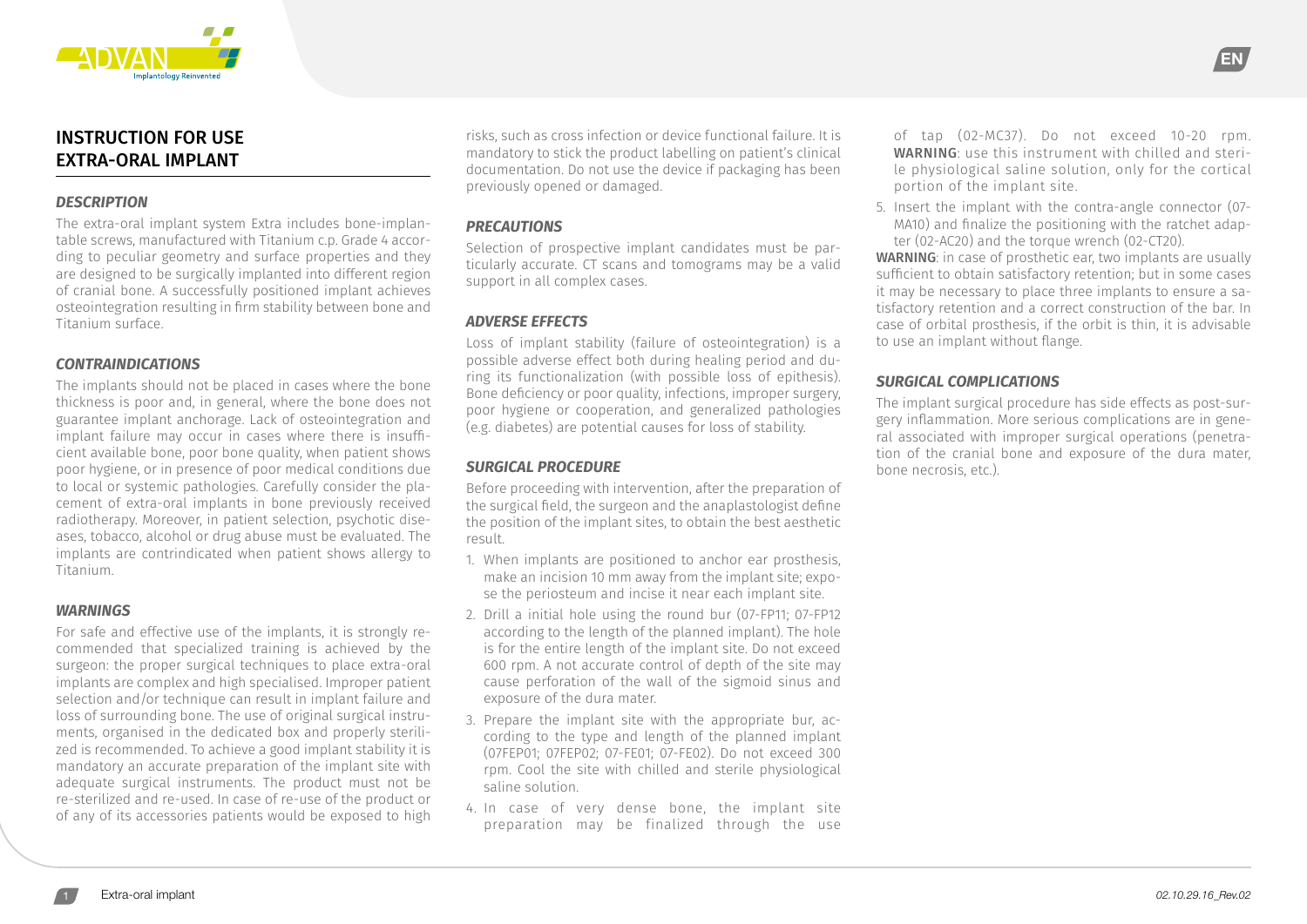# INSTRUCTION FOR USE EXTRA-ORAL IMPLANT

### *DESCRIPTION*

The extra-oral implant system Extra includes bone-implantable screws, manufactured with Titanium c.p. Grade 4 according to peculiar geometry and surface properties and they are designed to be surgically implanted into different region of cranial bone. A successfully positioned implant achieves osteointegration resulting in firm stability between bone and Titanium surface.

### *CONTRAINDICATIONS*

The implants should not be placed in cases where the bone thickness is poor and, in general, where the bone does not guarantee implant anchorage. Lack of osteointegration and implant failure may occur in cases where there is insufficient available bone, poor bone quality, when patient shows poor hygiene, or in presence of poor medical conditions due to local or systemic pathologies. Carefully consider the placement of extra-oral implants in bone previously received radiotherapy. Moreover, in patient selection, psychotic diseases, tobacco, alcohol or drug abuse must be evaluated. The implants are contrindicated when patient shows allergy to Titanium.

### *WARNINGS*

For safe and effective use of the implants, it is strongly recommended that specialized training is achieved by the surgeon: the proper surgical techniques to place extra-oral implants are complex and high specialised. Improper patient selection and/or technique can result in implant failure and loss of surrounding bone. The use of original surgical instruments, organised in the dedicated box and properly sterilized is recommended. To achieve a good implant stability it is mandatory an accurate preparation of the implant site with adequate surgical instruments. The product must not be re-sterilized and re-used. In case of re-use of the product or of any of its accessories patients would be exposed to high risks, such as cross infection or device functional failure. It is mandatory to stick the product labelling on patient's clinical documentation. Do not use the device if packaging has been previously opened or damaged.

### *PRECAUTIONS*

Selection of prospective implant candidates must be particularly accurate. CT scans and tomograms may be a valid support in all complex cases.

### *ADVERSE EFFECTS*

Loss of implant stability (failure of osteointegration) is a possible adverse effect both during healing period and during its functionalization (with possible loss of epithesis). Bone deficiency or poor quality, infections, improper surgery, poor hygiene or cooperation, and generalized pathologies (e.g. diabetes) are potential causes for loss of stability.

### *SURGICAL PROCEDURE*

Before proceeding with intervention, after the preparation of the surgical field, the surgeon and the anaplastologist define the position of the implant sites, to obtain the best aesthetic result.

1. When implants are positioned to anchor ear prosthesis, make an incision 10 mm away from the implant site; expose the periosteum and incise it near each implant site.
2. Drill a initial hole using the round bur (07-FP11; 07-FP12 according to the length of the planned implant). The hole is for the entire length of the implant site. Do not exceed 600 rpm. A not accurate control of depth of the site may cause perforation of the wall of the sigmoid sinus and exposure of the dura mater.
3. Prepare the implant site with the appropriate bur, according to the type and length of the planned implant (07FEP01; 07FEP02; 07-FE01; 07-FE02). Do not exceed 300 rpm. Cool the site with chilled and sterile physiological saline solution.
4. In case of very dense bone, the implant site preparation may be finalized through the use of tap (02-MC37). Do not exceed 10-20 rpm. **WARNING**: use this instrument with chilled and sterile physiological saline solution, only for the cortical portion of the implant site.
5. Insert the implant with the contra-angle connector (07-MA10) and finalize the positioning with the ratchet adapter (02-AC20) and the torque wrench (02-CT20).

**WARNING**: in case of prosthetic ear, two implants are usually sufficient to obtain satisfactory retention; but in some cases it may be necessary to place three implants to ensure a satisfactory retention and a correct construction of the bar. In case of orbital prosthesis, if the orbit is thin, it is advisable to use an implant without flange.

### *SURGICAL COMPLICATIONS*

The implant surgical procedure has side effects as post-surgery inflammation. More serious complications are in general associated with improper surgical operations (penetration of the cranial bone and exposure of the dura mater, bone necrosis, etc.).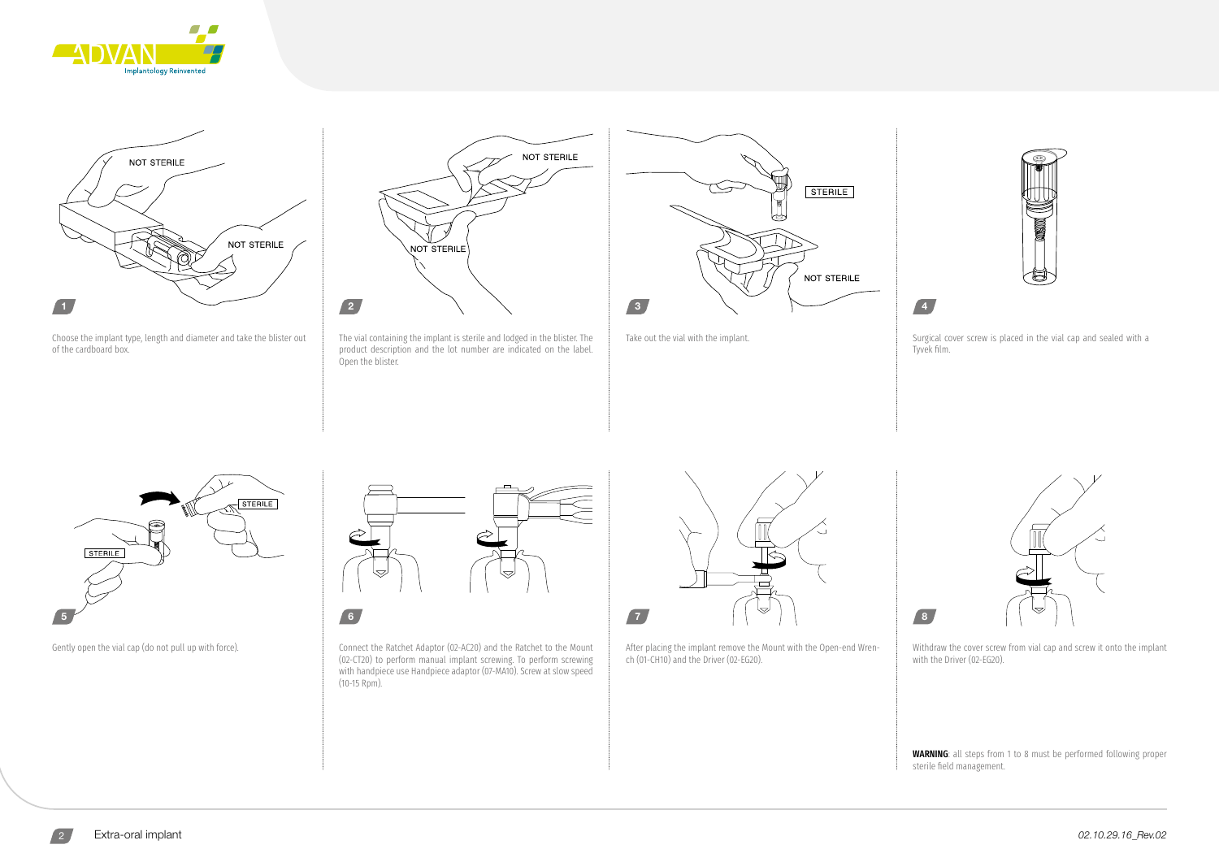NOT STERILE

NOT STERILE

1

Choose the implant type, length and diameter and take the blister out of the cardboard box.

NOT STERILE

NOT STERILE

2

The vial containing the implant is sterile and lodged in the blister. The product description and the lot number are indicated on the label. Open the blister.

STERILE

NOT STERILE

3

Take out the vial with the implant.

4

Surgical cover screw is placed in the vial cap and sealed with a Tyvek film.

STERILE

STERILE

5

Gently open the vial cap (do not pull up with force).

6

Connect the Ratchet Adaptor (02-AC20) and the Ratchet to the Mount (02-CT20) to perform manual implant screwing. To perform screwing with handpiece use Handpiece adaptor (07-MA10). Screw at slow speed (10-15 Rpm).

7

After placing the implant remove the Mount with the Open-end Wrench (01-CH10) and the Driver (02-EG20).

8

Withdraw the cover screw from vial cap and screw it onto the implant with the Driver (02-EG20).

**WARNING**: all steps from 1 to 8 must be performed following proper sterile field management.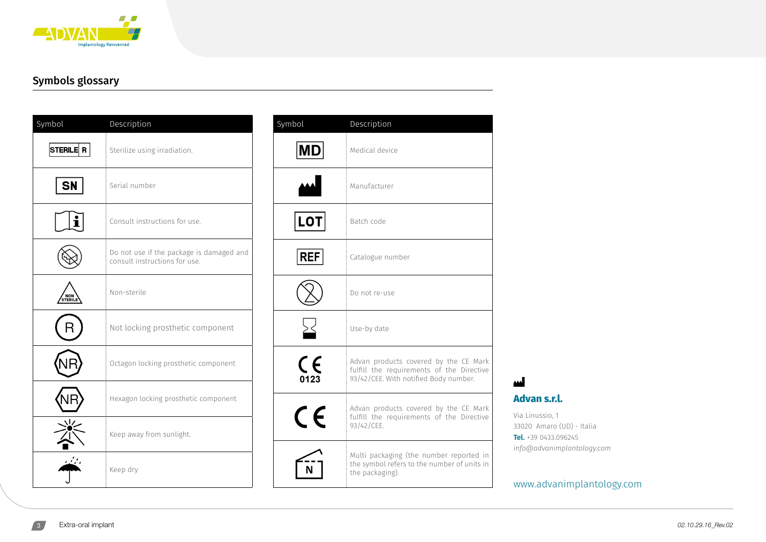## Symbols glossary

| Symbol | Description |
|---|---|
| STERILE R | Sterilize using irradiation. |
| SN | Serial number |
| | Consult instructions for use. |
| | Do not use if the package is damaged and consult instructions for use. |
| NON STERILE | Non-sterile |
| R | Not locking prosthetic component |
| NR | Octagon locking prosthetic component |
| NR | Hexagon locking prosthetic component |
| | Keep away from sunlight. |
| | Keep dry |

| Symbol | Description |
|---|---|
| MD | Medical device |
| | Manufacturer |
| LOT | Batch code |
| REF | Catalogue number |
| | Do not re-use |
| | Use-by date |
| CE 0123 | Advan products covered by the CE Mark fulfill the requirements of the Directive 93/42/CEE. With notified Body number. |
| CE | Advan products covered by the CE Mark fulfill the requirements of the Directive 93/42/CEE. |
| N | Multi packaging (the number reported in the symbol refers to the number of units in the packaging). |

**Advan s.r.l.**

Via Linussio, 1
33020 Amaro (UD) - Italia
**Tel.** +39 0433.096245
*info@advanimplantology.com*

www.advanimplantology.com

Extra-oral implant

*02.10.29.16_Rev.02*